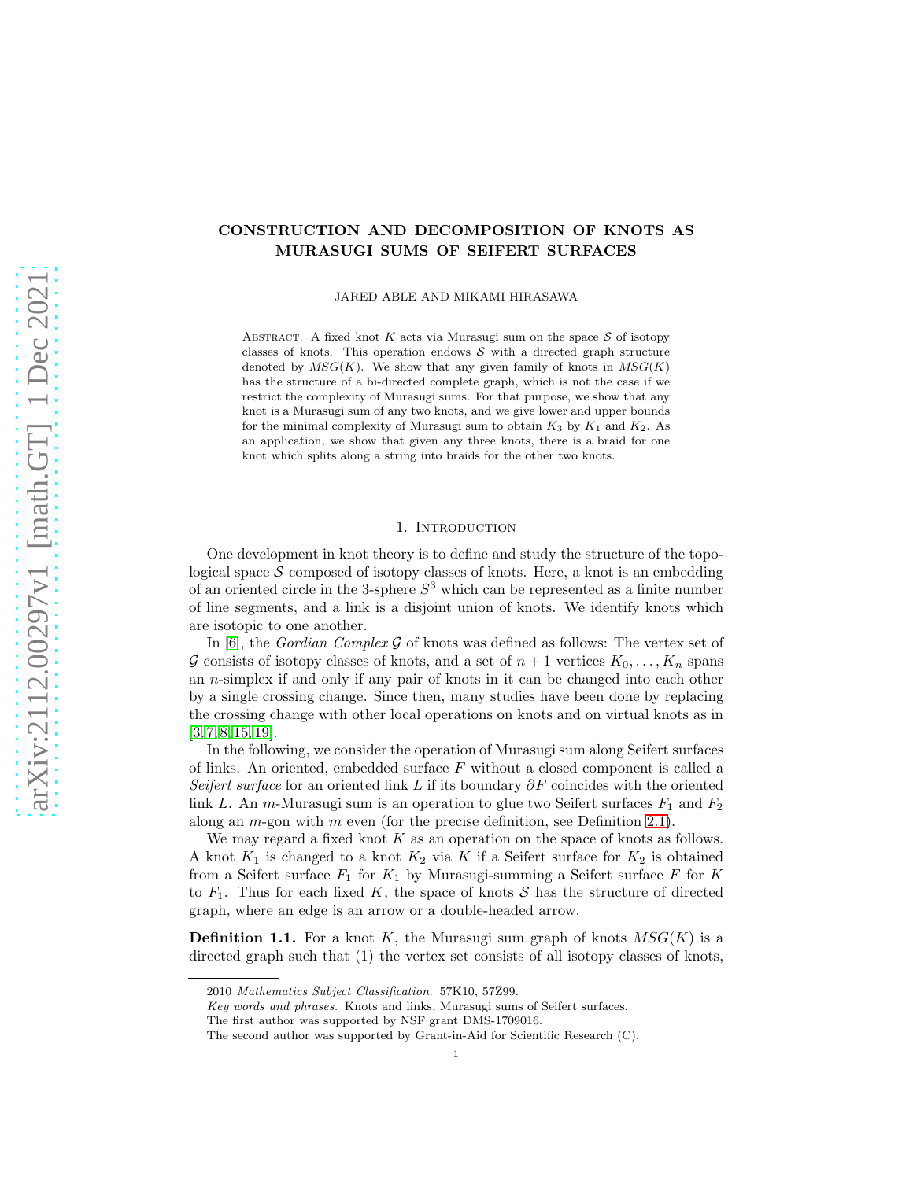# CONSTRUCTION AND DECOMPOSITION OF KNOTS AS MURASUGI SUMS OF SEIFERT SURFACES

JARED ABLE AND MIKAMI HIRASAWA

Abstract. A fixed knot $K$ acts via Murasugi sum on the space $\mathcal{S}$ of isotopy classes of knots. This operation endows $\mathcal{S}$ with a directed graph structure denoted by $MSG(K)$. We show that any given family of knots in $MSG(K)$ has the structure of a bi-directed complete graph, which is not the case if we restrict the complexity of Murasugi sums. For that purpose, we show that any knot is a Murasugi sum of any two knots, and we give lower and upper bounds for the minimal complexity of Murasugi sum to obtain $K_3$ by $K_1$ and $K_2$. As an application, we show that given any three knots, there is a braid for one knot which splits along a string into braids for the other two knots.

## 1. Introduction

One development in knot theory is to define and study the structure of the topological space $\mathcal{S}$ composed of isotopy classes of knots. Here, a knot is an embedding of an oriented circle in the 3-sphere $S^3$ which can be represented as a finite number of line segments, and a link is a disjoint union of knots. We identify knots which are isotopic to one another.

In [6], the *Gordian Complex* $\mathcal{G}$ of knots was defined as follows: The vertex set of $\mathcal{G}$ consists of isotopy classes of knots, and a set of $n+1$ vertices $K_0, \ldots, K_n$ spans an $n$-simplex if and only if any pair of knots in it can be changed into each other by a single crossing change. Since then, many studies have been done by replacing the crossing change with other local operations on knots and on virtual knots as in [3, 7, 8, 15, 19].

In the following, we consider the operation of Murasugi sum along Seifert surfaces of links. An oriented, embedded surface $F$ without a closed component is called a *Seifert surface* for an oriented link $L$ if its boundary $\partial F$ coincides with the oriented link $L$. An $m$-Murasugi sum is an operation to glue two Seifert surfaces $F_1$ and $F_2$ along an $m$-gon with $m$ even (for the precise definition, see Definition 2.1).

We may regard a fixed knot $K$ as an operation on the space of knots as follows. A knot $K_1$ is changed to a knot $K_2$ via $K$ if a Seifert surface for $K_2$ is obtained from a Seifert surface $F_1$ for $K_1$ by Murasugi-summing a Seifert surface $F$ for $K$ to $F_1$. Thus for each fixed $K$, the space of knots $\mathcal{S}$ has the structure of directed graph, where an edge is an arrow or a double-headed arrow.

**Definition 1.1.** For a knot $K$, the Murasugi sum graph of knots $MSG(K)$ is a directed graph such that (1) the vertex set consists of all isotopy classes of knots,

2010 *Mathematics Subject Classification.* 57K10, 57Z99.

*Key words and phrases.* Knots and links, Murasugi sums of Seifert surfaces.

The first author was supported by NSF grant DMS-1709016.

The second author was supported by Grant-in-Aid for Scientific Research (C).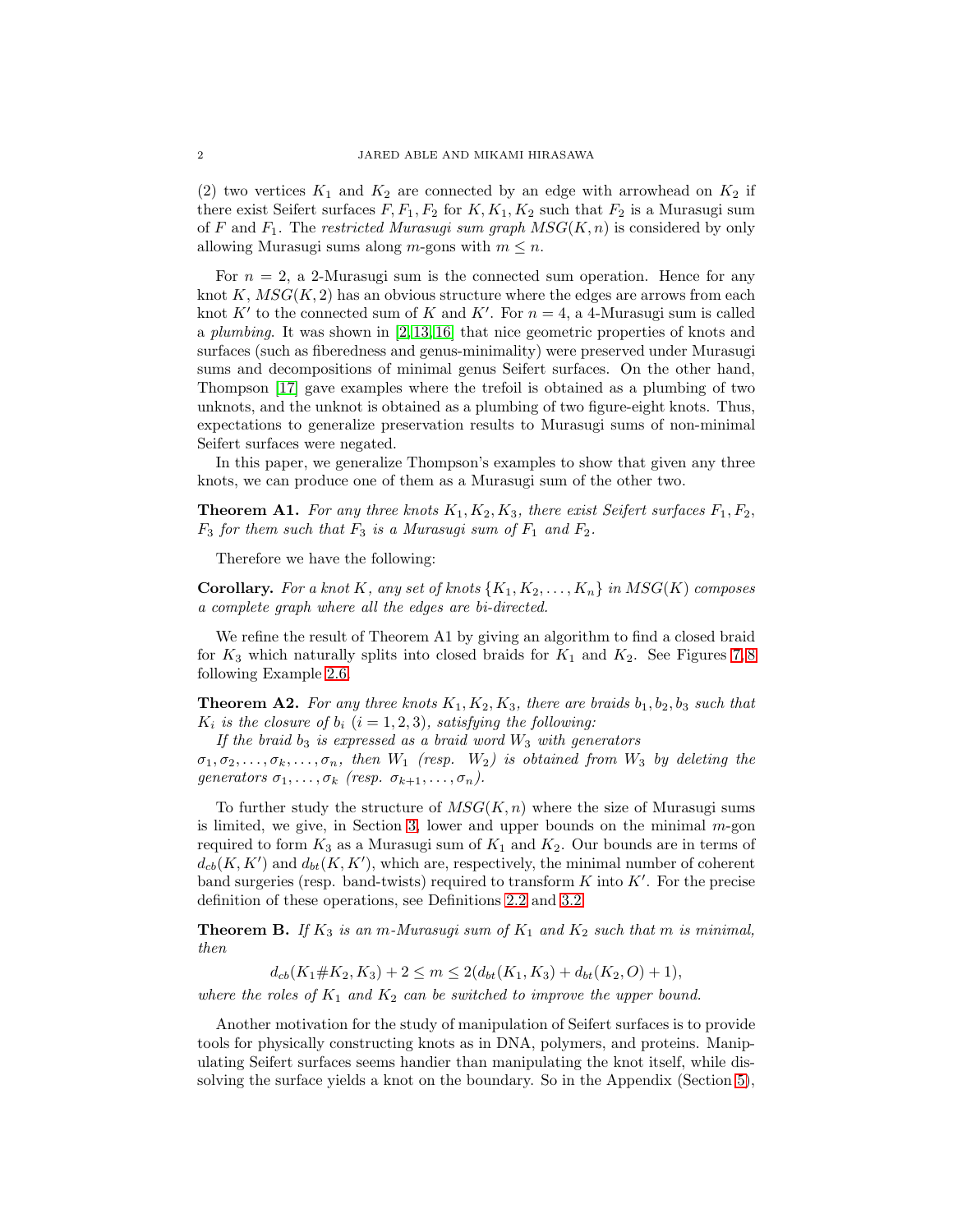(2) two vertices $K_1$ and $K_2$ are connected by an edge with arrowhead on $K_2$ if there exist Seifert surfaces $F, F_1, F_2$ for $K, K_1, K_2$ such that $F_2$ is a Murasugi sum of $F$ and $F_1$. The *restricted Murasugi sum graph* $MSG(K, n)$ is considered by only allowing Murasugi sums along $m$-gons with $m \leq n$.

For $n = 2$, a 2-Murasugi sum is the connected sum operation. Hence for any knot $K$, $MSG(K, 2)$ has an obvious structure where the edges are arrows from each knot $K'$ to the connected sum of $K$ and $K'$. For $n = 4$, a 4-Murasugi sum is called a *plumbing*. It was shown in [2, 13, 16] that nice geometric properties of knots and surfaces (such as fiberedness and genus-minimality) were preserved under Murasugi sums and decompositions of minimal genus Seifert surfaces. On the other hand, Thompson [17] gave examples where the trefoil is obtained as a plumbing of two unknots, and the unknot is obtained as a plumbing of two figure-eight knots. Thus, expectations to generalize preservation results to Murasugi sums of non-minimal Seifert surfaces were negated.

In this paper, we generalize Thompson's examples to show that given any three knots, we can produce one of them as a Murasugi sum of the other two.

**Theorem A1.** *For any three knots $K_1, K_2, K_3$, there exist Seifert surfaces $F_1, F_2$, $F_3$ for them such that $F_3$ is a Murasugi sum of $F_1$ and $F_2$.*

Therefore we have the following:

**Corollary.** *For a knot $K$, any set of knots $\{K_1, K_2, \ldots, K_n\}$ in $MSG(K)$ composes a complete graph where all the edges are bi-directed.*

We refine the result of Theorem A1 by giving an algorithm to find a closed braid for $K_3$ which naturally splits into closed braids for $K_1$ and $K_2$. See Figures 7, 8 following Example 2.6.

**Theorem A2.** *For any three knots $K_1, K_2, K_3$, there are braids $b_1, b_2, b_3$ such that $K_i$ is the closure of $b_i$ $(i = 1, 2, 3)$, satisfying the following:*

*If the braid $b_3$ is expressed as a braid word $W_3$ with generators $\sigma_1, \sigma_2, \ldots, \sigma_k, \ldots, \sigma_n$, then $W_1$ (resp. $W_2$) is obtained from $W_3$ by deleting the generators $\sigma_1, \ldots, \sigma_k$ (resp. $\sigma_{k+1}, \ldots, \sigma_n$).*

To further study the structure of $MSG(K, n)$ where the size of Murasugi sums is limited, we give, in Section 3, lower and upper bounds on the minimal $m$-gon required to form $K_3$ as a Murasugi sum of $K_1$ and $K_2$. Our bounds are in terms of $d_{cb}(K, K')$ and $d_{bt}(K, K')$, which are, respectively, the minimal number of coherent band surgeries (resp. band-twists) required to transform $K$ into $K'$. For the precise definition of these operations, see Definitions 2.2 and 3.2.

**Theorem B.** *If $K_3$ is an $m$-Murasugi sum of $K_1$ and $K_2$ such that $m$ is minimal, then*

$$d_{cb}(K_1 \# K_2, K_3) + 2 \leq m \leq 2(d_{bt}(K_1, K_3) + d_{bt}(K_2, O) + 1),$$

*where the roles of $K_1$ and $K_2$ can be switched to improve the upper bound.*

Another motivation for the study of manipulation of Seifert surfaces is to provide tools for physically constructing knots as in DNA, polymers, and proteins. Manipulating Seifert surfaces seems handier than manipulating the knot itself, while dissolving the surface yields a knot on the boundary. So in the Appendix (Section 5),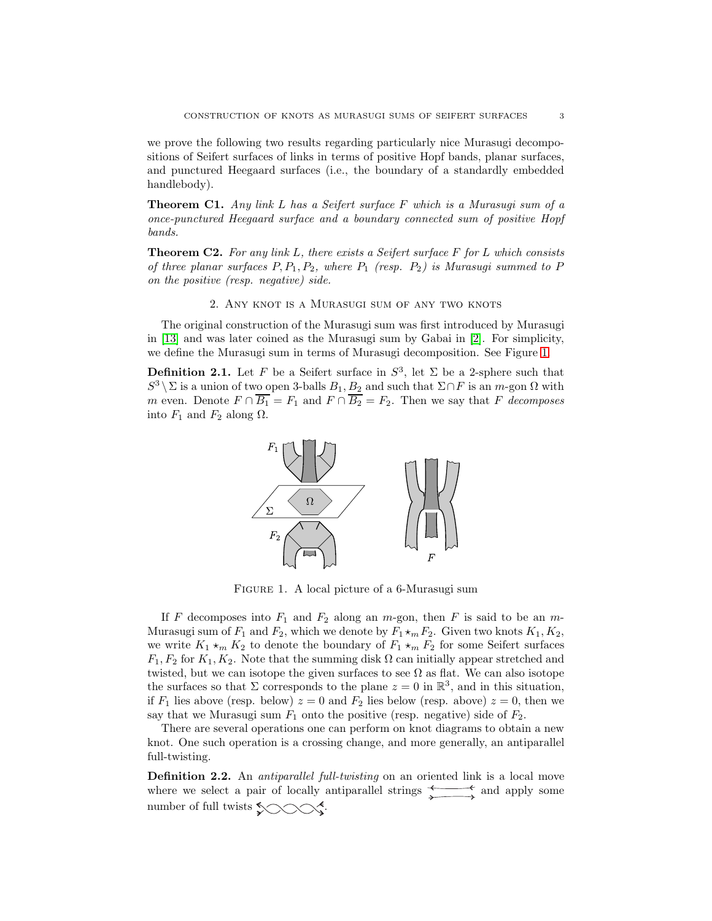we prove the following two results regarding particularly nice Murasugi decompositions of Seifert surfaces of links in terms of positive Hopf bands, planar surfaces, and punctured Heegaard surfaces (i.e., the boundary of a standardly embedded handlebody).

**Theorem C1.** *Any link $L$ has a Seifert surface $F$ which is a Murasugi sum of a once-punctured Heegaard surface and a boundary connected sum of positive Hopf bands.*

**Theorem C2.** *For any link $L$, there exists a Seifert surface $F$ for $L$ which consists of three planar surfaces $P, P_1, P_2$, where $P_1$ (resp. $P_2$) is Murasugi summed to $P$ on the positive (resp. negative) side.*

## 2. Any knot is a Murasugi sum of any two knots

The original construction of the Murasugi sum was first introduced by Murasugi in [13] and was later coined as the Murasugi sum by Gabai in [2]. For simplicity, we define the Murasugi sum in terms of Murasugi decomposition. See Figure 1.

**Definition 2.1.** Let $F$ be a Seifert surface in $S^3$, let $\Sigma$ be a 2-sphere such that $S^3 \setminus \Sigma$ is a union of two open 3-balls $B_1, B_2$ and such that $\Sigma \cap F$ is an $m$-gon $\Omega$ with $m$ even. Denote $F \cap \overline{B_1} = F_1$ and $F \cap \overline{B_2} = F_2$. Then we say that $F$ *decomposes* into $F_1$ and $F_2$ along $\Omega$.

Figure 1. A local picture of a 6-Murasugi sum

If $F$ decomposes into $F_1$ and $F_2$ along an $m$-gon, then $F$ is said to be an $m$-Murasugi sum of $F_1$ and $F_2$, which we denote by $F_1 \star_m F_2$. Given two knots $K_1, K_2$, we write $K_1 \star_m K_2$ to denote the boundary of $F_1 \star_m F_2$ for some Seifert surfaces $F_1, F_2$ for $K_1, K_2$. Note that the summing disk $\Omega$ can initially appear stretched and twisted, but we can isotope the given surfaces to see $\Omega$ as flat. We can also isotope the surfaces so that $\Sigma$ corresponds to the plane $z = 0$ in $\mathbb{R}^3$, and in this situation, if $F_1$ lies above (resp. below) $z = 0$ and $F_2$ lies below (resp. above) $z = 0$, then we say that we Murasugi sum $F_1$ onto the positive (resp. negative) side of $F_2$.

There are several operations one can perform on knot diagrams to obtain a new knot. One such operation is a crossing change, and more generally, an antiparallel full-twisting.

**Definition 2.2.** An *antiparallel full-twisting* on an oriented link is a local move where we select a pair of locally antiparallel strings and apply some number of full twists.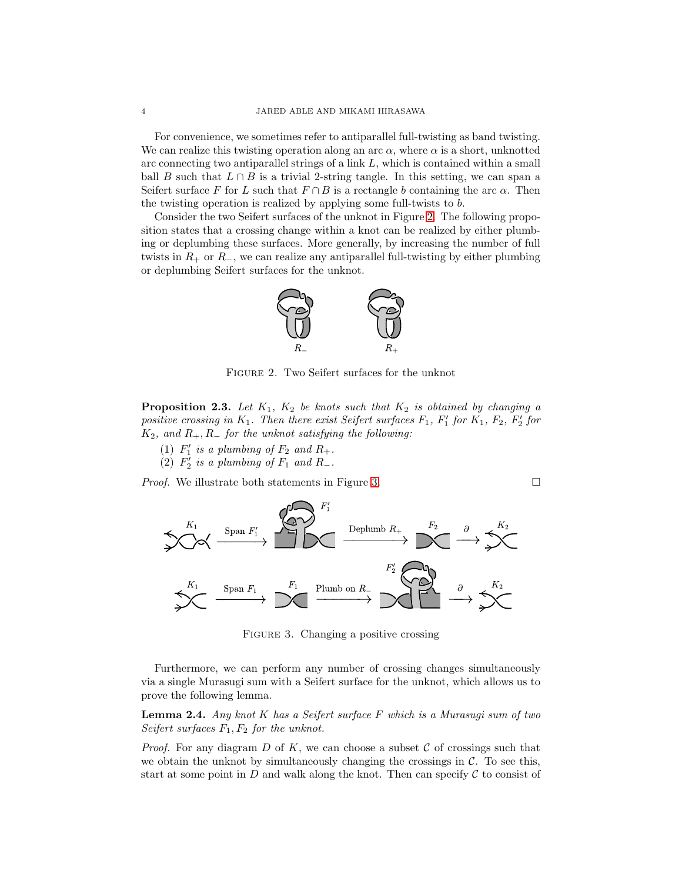For convenience, we sometimes refer to antiparallel full-twisting as band twisting. We can realize this twisting operation along an arc $\alpha$, where $\alpha$ is a short, unknotted arc connecting two antiparallel strings of a link $L$, which is contained within a small ball $B$ such that $L \cap B$ is a trivial 2-string tangle. In this setting, we can span a Seifert surface $F$ for $L$ such that $F \cap B$ is a rectangle $b$ containing the arc $\alpha$. Then the twisting operation is realized by applying some full-twists to $b$.

Consider the two Seifert surfaces of the unknot in Figure 2. The following proposition states that a crossing change within a knot can be realized by either plumbing or deplumbing these surfaces. More generally, by increasing the number of full twists in $R_+$ or $R_-$, we can realize any antiparallel full-twisting by either plumbing or deplumbing Seifert surfaces for the unknot.

Figure 2. Two Seifert surfaces for the unknot

**Proposition 2.3.** *Let $K_1$, $K_2$ be knots such that $K_2$ is obtained by changing a positive crossing in $K_1$. Then there exist Seifert surfaces $F_1$, $F_1'$ for $K_1$, $F_2$, $F_2'$ for $K_2$, and $R_+, R_-$ for the unknot satisfying the following:*

1. *$F_1'$ is a plumbing of $F_2$ and $R_+$.*
2. *$F_2'$ is a plumbing of $F_1$ and $R_-$.*

*Proof.* We illustrate both statements in Figure 3. □

Figure 3. Changing a positive crossing

Furthermore, we can perform any number of crossing changes simultaneously via a single Murasugi sum with a Seifert surface for the unknot, which allows us to prove the following lemma.

**Lemma 2.4.** *Any knot $K$ has a Seifert surface $F$ which is a Murasugi sum of two Seifert surfaces $F_1, F_2$ for the unknot.*

*Proof.* For any diagram $D$ of $K$, we can choose a subset $\mathcal{C}$ of crossings such that we obtain the unknot by simultaneously changing the crossings in $\mathcal{C}$. To see this, start at some point in $D$ and walk along the knot. Then can specify $\mathcal{C}$ to consist of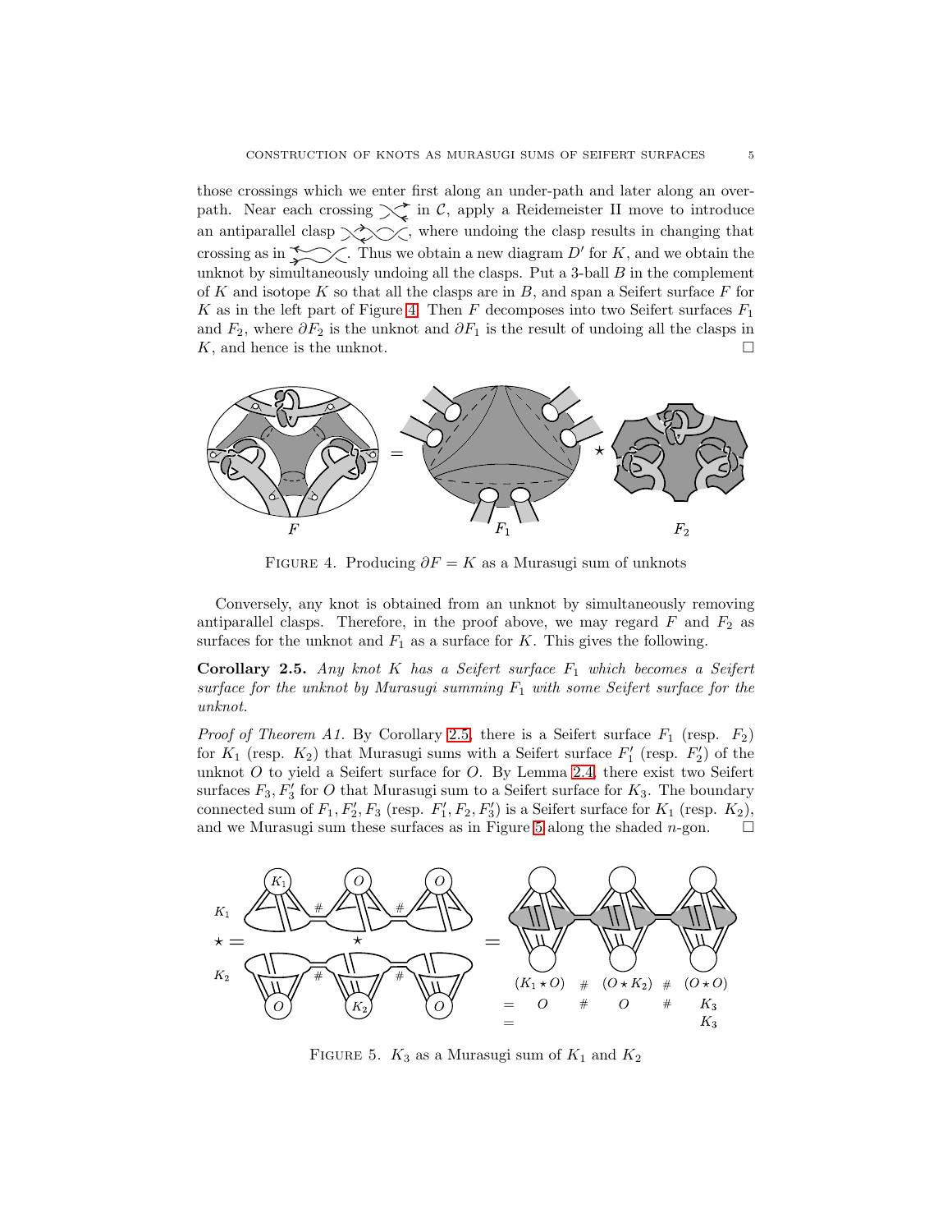those crossings which we enter first along an under-path and later along an over-path. Near each crossing in $\mathcal{C}$, apply a Reidemeister II move to introduce an antiparallel clasp, where undoing the clasp results in changing that crossing as in. Thus we obtain a new diagram $D'$ for $K$, and we obtain the unknot by simultaneously undoing all the clasps. Put a 3-ball $B$ in the complement of $K$ and isotope $K$ so that all the clasps are in $B$, and span a Seifert surface $F$ for $K$ as in the left part of Figure 4. Then $F$ decomposes into two Seifert surfaces $F_1$ and $F_2$, where $\partial F_2$ is the unknot and $\partial F_1$ is the result of undoing all the clasps in $K$, and hence is the unknot. □

FIGURE 4. Producing $\partial F = K$ as a Murasugi sum of unknots

Conversely, any knot is obtained from an unknot by simultaneously removing antiparallel clasps. Therefore, in the proof above, we may regard $F$ and $F_2$ as surfaces for the unknot and $F_1$ as a surface for $K$. This gives the following.

**Corollary 2.5.** *Any knot $K$ has a Seifert surface $F_1$ which becomes a Seifert surface for the unknot by Murasugi summing $F_1$ with some Seifert surface for the unknot.*

*Proof of Theorem A1.* By Corollary 2.5, there is a Seifert surface $F_1$ (resp. $F_2$) for $K_1$ (resp. $K_2$) that Murasugi sums with a Seifert surface $F_1'$ (resp. $F_2'$) of the unknot $O$ to yield a Seifert surface for $O$. By Lemma 2.4, there exist two Seifert surfaces $F_3, F_3'$ for $O$ that Murasugi sum to a Seifert surface for $K_3$. The boundary connected sum of $F_1, F_2', F_3$ (resp. $F_1', F_2, F_3'$) is a Seifert surface for $K_1$ (resp. $K_2$), and we Murasugi sum these surfaces as in Figure 5 along the shaded $n$-gon. □

FIGURE 5. $K_3$ as a Murasugi sum of $K_1$ and $K_2$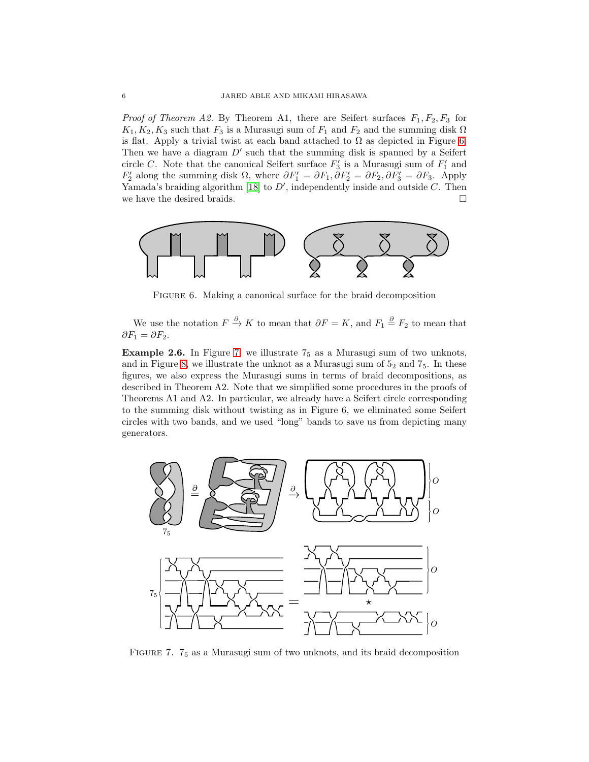*Proof of Theorem A2.* By Theorem A1, there are Seifert surfaces $F_1, F_2, F_3$ for $K_1, K_2, K_3$ such that $F_3$ is a Murasugi sum of $F_1$ and $F_2$ and the summing disk $\Omega$ is flat. Apply a trivial twist at each band attached to $\Omega$ as depicted in Figure 6. Then we have a diagram $D'$ such that the summing disk is spanned by a Seifert circle $C$. Note that the canonical Seifert surface $F_3'$ is a Murasugi sum of $F_1'$ and $F_2'$ along the summing disk $\Omega$, where $\partial F_1' = \partial F_1, \partial F_2' = \partial F_2, \partial F_3' = \partial F_3$. Apply Yamada's braiding algorithm [18] to $D'$, independently inside and outside $C$. Then we have the desired braids. $\square$

FIGURE 6. Making a canonical surface for the braid decomposition

We use the notation $F \xrightarrow{\partial} K$ to mean that $\partial F = K$, and $F_1 \overset{\partial}{=} F_2$ to mean that $\partial F_1 = \partial F_2$.

**Example 2.6.** In Figure 7, we illustrate $7_5$ as a Murasugi sum of two unknots, and in Figure 8, we illustrate the unknot as a Murasugi sum of $5_2$ and $7_5$. In these figures, we also express the Murasugi sums in terms of braid decompositions, as described in Theorem A2. Note that we simplified some procedures in the proofs of Theorems A1 and A2. In particular, we already have a Seifert circle corresponding to the summing disk without twisting as in Figure 6, we eliminated some Seifert circles with two bands, and we used "long" bands to save us from depicting many generators.

FIGURE 7. $7_5$ as a Murasugi sum of two unknots, and its braid decomposition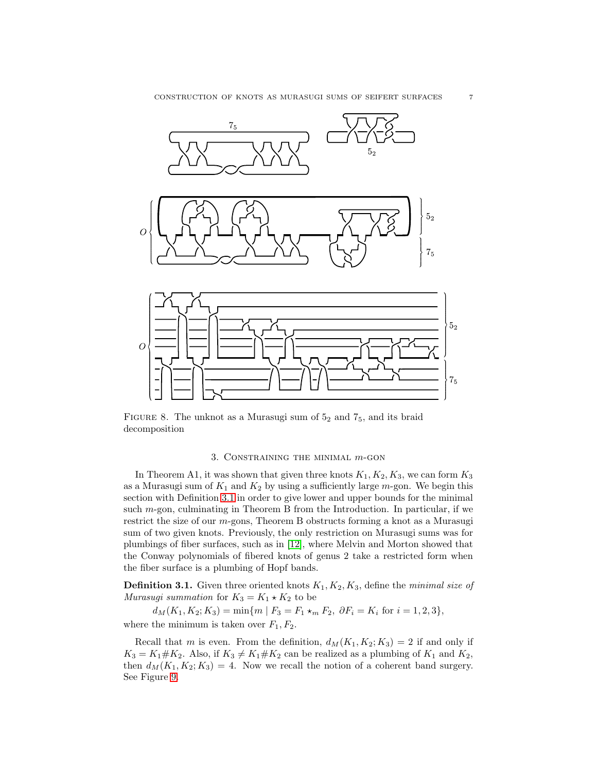FIGURE 8. The unknot as a Murasugi sum of $5_2$ and $7_5$, and its braid decomposition

## 3. Constraining the minimal $m$-gon

In Theorem A1, it was shown that given three knots $K_1, K_2, K_3$, we can form $K_3$ as a Murasugi sum of $K_1$ and $K_2$ by using a sufficiently large $m$-gon. We begin this section with Definition 3.1 in order to give lower and upper bounds for the minimal such $m$-gon, culminating in Theorem B from the Introduction. In particular, if we restrict the size of our $m$-gons, Theorem B obstructs forming a knot as a Murasugi sum of two given knots. Previously, the only restriction on Murasugi sums was for plumbings of fiber surfaces, such as in [12], where Melvin and Morton showed that the Conway polynomials of fibered knots of genus 2 take a restricted form when the fiber surface is a plumbing of Hopf bands.

**Definition 3.1.** Given three oriented knots $K_1, K_2, K_3$, define the *minimal size of Murasugi summation* for $K_3 = K_1 \star K_2$ to be

$$d_M(K_1, K_2; K_3) = \min\{m \mid F_3 = F_1 \star_m F_2,\ \partial F_i = K_i \text{ for } i = 1, 2, 3\},$$

where the minimum is taken over $F_1, F_2$.

Recall that $m$ is even. From the definition, $d_M(K_1, K_2; K_3) = 2$ if and only if $K_3 = K_1 \# K_2$. Also, if $K_3 \neq K_1 \# K_2$ can be realized as a plumbing of $K_1$ and $K_2$, then $d_M(K_1, K_2; K_3) = 4$. Now we recall the notion of a coherent band surgery. See Figure 9.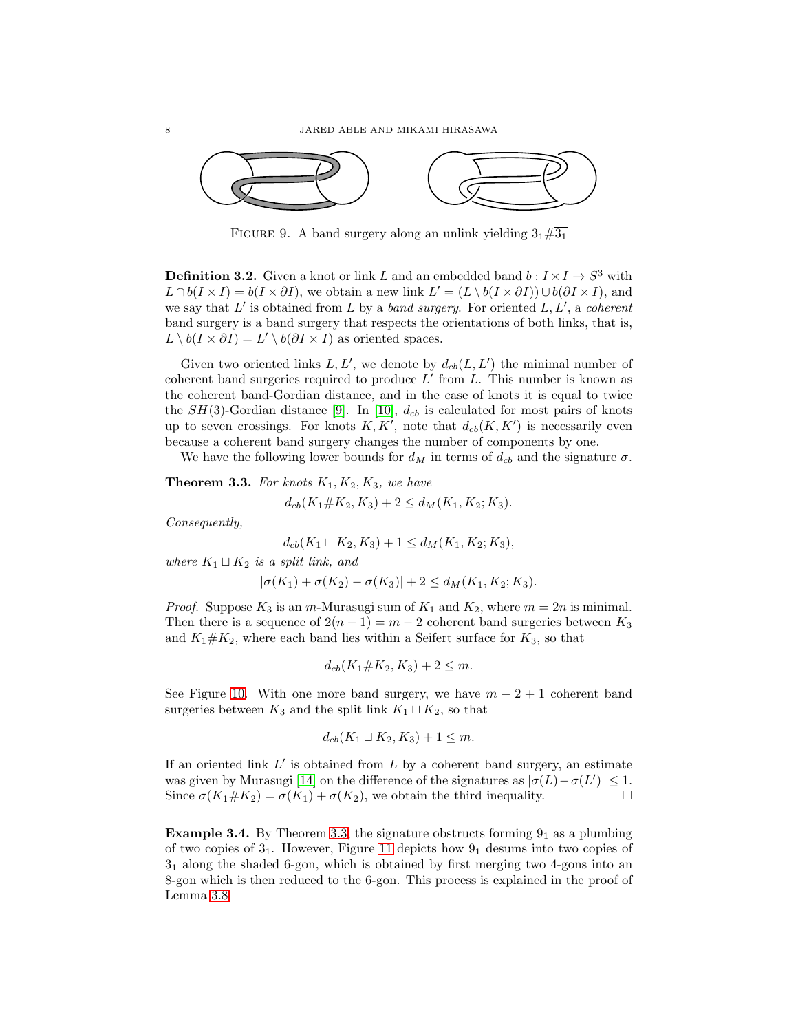Figure 9. A band surgery along an unlink yielding $3_1\#\overline{3_1}$

**Definition 3.2.** Given a knot or link $L$ and an embedded band $b : I \times I \to S^3$ with $L \cap b(I \times I) = b(I \times \partial I)$, we obtain a new link $L' = (L \setminus b(I \times \partial I)) \cup b(\partial I \times I)$, and we say that $L'$ is obtained from $L$ by a *band surgery*. For oriented $L, L'$, a *coherent* band surgery is a band surgery that respects the orientations of both links, that is, $L \setminus b(I \times \partial I) = L' \setminus b(\partial I \times I)$ as oriented spaces.

Given two oriented links $L, L'$, we denote by $d_{cb}(L, L')$ the minimal number of coherent band surgeries required to produce $L'$ from $L$. This number is known as the coherent band-Gordian distance, and in the case of knots it is equal to twice the $SH(3)$-Gordian distance [9]. In [10], $d_{cb}$ is calculated for most pairs of knots up to seven crossings. For knots $K, K'$, note that $d_{cb}(K, K')$ is necessarily even because a coherent band surgery changes the number of components by one.

We have the following lower bounds for $d_M$ in terms of $d_{cb}$ and the signature $\sigma$.

**Theorem 3.3.** *For knots $K_1, K_2, K_3$, we have*

$$d_{cb}(K_1\#K_2, K_3) + 2 \leq d_M(K_1, K_2; K_3).$$

*Consequently,*

$$d_{cb}(K_1 \sqcup K_2, K_3) + 1 \leq d_M(K_1, K_2; K_3),$$

*where $K_1 \sqcup K_2$ is a split link, and*

$$|\sigma(K_1) + \sigma(K_2) - \sigma(K_3)| + 2 \leq d_M(K_1, K_2; K_3).$$

*Proof.* Suppose $K_3$ is an $m$-Murasugi sum of $K_1$ and $K_2$, where $m = 2n$ is minimal. Then there is a sequence of $2(n-1) = m-2$ coherent band surgeries between $K_3$ and $K_1\#K_2$, where each band lies within a Seifert surface for $K_3$, so that

$$d_{cb}(K_1\#K_2, K_3) + 2 \leq m.$$

See Figure 10. With one more band surgery, we have $m - 2 + 1$ coherent band surgeries between $K_3$ and the split link $K_1 \sqcup K_2$, so that

$$d_{cb}(K_1 \sqcup K_2, K_3) + 1 \leq m.$$

If an oriented link $L'$ is obtained from $L$ by a coherent band surgery, an estimate was given by Murasugi [14] on the difference of the signatures as $|\sigma(L) - \sigma(L')| \leq 1$. Since $\sigma(K_1\#K_2) = \sigma(K_1) + \sigma(K_2)$, we obtain the third inequality. $\square$

**Example 3.4.** By Theorem 3.3, the signature obstructs forming $9_1$ as a plumbing of two copies of $3_1$. However, Figure 11 depicts how $9_1$ desums into two copies of $3_1$ along the shaded 6-gon, which is obtained by first merging two 4-gons into an 8-gon which is then reduced to the 6-gon. This process is explained in the proof of Lemma 3.8.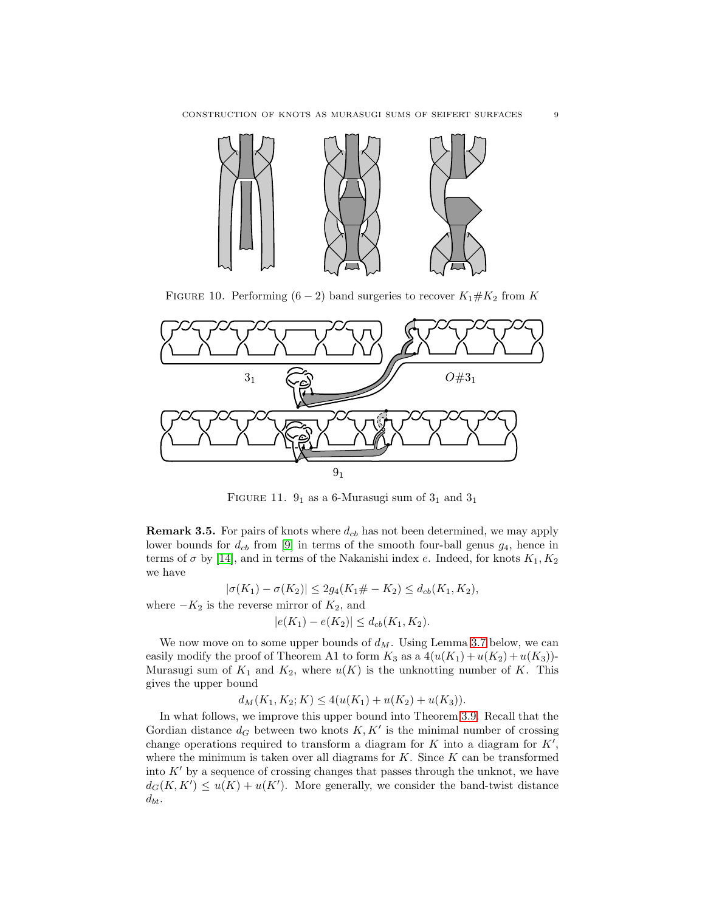FIGURE 10. Performing $(6-2)$ band surgeries to recover $K_1\#K_2$ from $K$

FIGURE 11. $9_1$ as a 6-Murasugi sum of $3_1$ and $3_1$

**Remark 3.5.** For pairs of knots where $d_{cb}$ has not been determined, we may apply lower bounds for $d_{cb}$ from [9] in terms of the smooth four-ball genus $g_4$, hence in terms of $\sigma$ by [14], and in terms of the Nakanishi index $e$. Indeed, for knots $K_1, K_2$ we have

$$|\sigma(K_1) - \sigma(K_2)| \leq 2g_4(K_1\# - K_2) \leq d_{cb}(K_1, K_2),$$

where $-K_2$ is the reverse mirror of $K_2$, and

$$|e(K_1) - e(K_2)| \leq d_{cb}(K_1, K_2).$$

We now move on to some upper bounds of $d_M$. Using Lemma 3.7 below, we can easily modify the proof of Theorem A1 to form $K_3$ as a $4(u(K_1) + u(K_2) + u(K_3))$-Murasugi sum of $K_1$ and $K_2$, where $u(K)$ is the unknotting number of $K$. This gives the upper bound

$$d_M(K_1, K_2; K) \leq 4(u(K_1) + u(K_2) + u(K_3)).$$

In what follows, we improve this upper bound into Theorem 3.9. Recall that the Gordian distance $d_G$ between two knots $K, K'$ is the minimal number of crossing change operations required to transform a diagram for $K$ into a diagram for $K'$, where the minimum is taken over all diagrams for $K$. Since $K$ can be transformed into $K'$ by a sequence of crossing changes that passes through the unknot, we have $d_G(K, K') \leq u(K) + u(K')$. More generally, we consider the band-twist distance $d_{bt}$.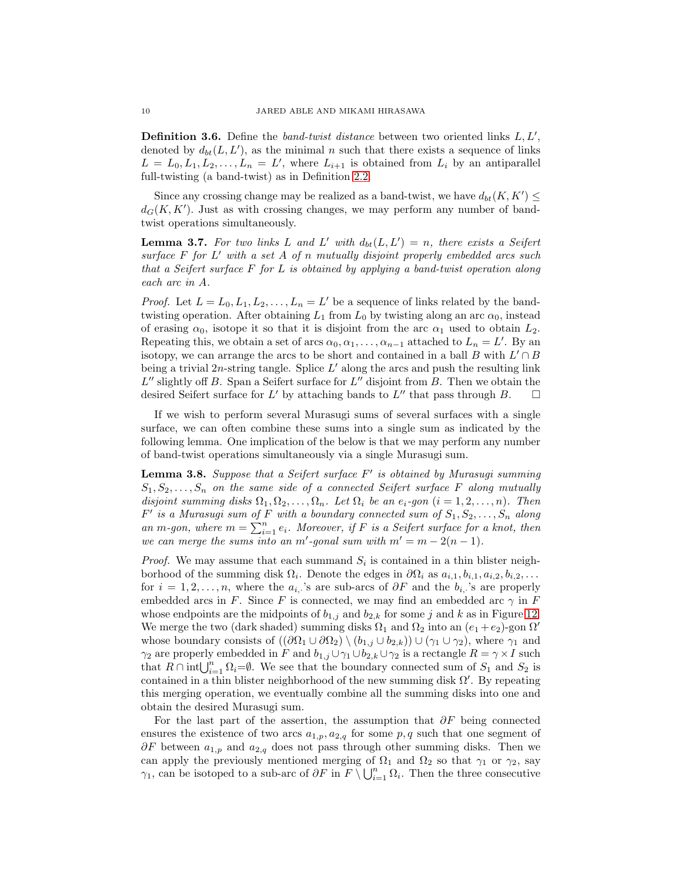**Definition 3.6.** Define the *band-twist distance* between two oriented links $L, L'$, denoted by $d_{bt}(L, L')$, as the minimal $n$ such that there exists a sequence of links $L = L_0, L_1, L_2, \ldots, L_n = L'$, where $L_{i+1}$ is obtained from $L_i$ by an antiparallel full-twisting (a band-twist) as in Definition 2.2.

Since any crossing change may be realized as a band-twist, we have $d_{bt}(K, K') \leq d_G(K, K')$. Just as with crossing changes, we may perform any number of band-twist operations simultaneously.

**Lemma 3.7.** *For two links $L$ and $L'$ with $d_{bt}(L, L') = n$, there exists a Seifert surface $F$ for $L'$ with a set $A$ of $n$ mutually disjoint properly embedded arcs such that a Seifert surface $F$ for $L$ is obtained by applying a band-twist operation along each arc in $A$.*

*Proof.* Let $L = L_0, L_1, L_2, \ldots, L_n = L'$ be a sequence of links related by the band-twisting operation. After obtaining $L_1$ from $L_0$ by twisting along an arc $\alpha_0$, instead of erasing $\alpha_0$, isotope it so that it is disjoint from the arc $\alpha_1$ used to obtain $L_2$. Repeating this, we obtain a set of arcs $\alpha_0, \alpha_1, \ldots, \alpha_{n-1}$ attached to $L_n = L'$. By an isotopy, we can arrange the arcs to be short and contained in a ball $B$ with $L' \cap B$ being a trivial $2n$-string tangle. Splice $L'$ along the arcs and push the resulting link $L''$ slightly off $B$. Span a Seifert surface for $L''$ disjoint from $B$. Then we obtain the desired Seifert surface for $L'$ by attaching bands to $L''$ that pass through $B$. $\square$

If we wish to perform several Murasugi sums of several surfaces with a single surface, we can often combine these sums into a single sum as indicated by the following lemma. One implication of the below is that we may perform any number of band-twist operations simultaneously via a single Murasugi sum.

**Lemma 3.8.** *Suppose that a Seifert surface $F'$ is obtained by Murasugi summing $S_1, S_2, \ldots, S_n$ on the same side of a connected Seifert surface $F$ along mutually disjoint summing disks $\Omega_1, \Omega_2, \ldots, \Omega_n$. Let $\Omega_i$ be an $e_i$-gon ($i = 1, 2, \ldots, n$). Then $F'$ is a Murasugi sum of $F$ with a boundary connected sum of $S_1, S_2, \ldots, S_n$ along an $m$-gon, where $m = \sum_{i=1}^{n} e_i$. Moreover, if $F$ is a Seifert surface for a knot, then we can merge the sums into an $m'$-gonal sum with $m' = m - 2(n-1)$.*

*Proof.* We may assume that each summand $S_i$ is contained in a thin blister neighborhood of the summing disk $\Omega_i$. Denote the edges in $\partial\Omega_i$ as $a_{i,1}, b_{i,1}, a_{i,2}, b_{i,2}, \ldots$ for $i = 1, 2, \ldots, n$, where the $a_{i,\cdot}$'s are sub-arcs of $\partial F$ and the $b_{i,\cdot}$'s are properly embedded arcs in $F$. Since $F$ is connected, we may find an embedded arc $\gamma$ in $F$ whose endpoints are the midpoints of $b_{1,j}$ and $b_{2,k}$ for some $j$ and $k$ as in Figure 12. We merge the two (dark shaded) summing disks $\Omega_1$ and $\Omega_2$ into an $(e_1 + e_2)$-gon $\Omega'$ whose boundary consists of $((\partial\Omega_1 \cup \partial\Omega_2) \setminus (b_{1,j} \cup b_{2,k})) \cup (\gamma_1 \cup \gamma_2)$, where $\gamma_1$ and $\gamma_2$ are properly embedded in $F$ and $b_{1,j} \cup \gamma_1 \cup b_{2,k} \cup \gamma_2$ is a rectangle $R = \gamma \times I$ such that $R \cap \text{int}\bigcup_{i=1}^{n} \Omega_i = \emptyset$. We see that the boundary connected sum of $S_1$ and $S_2$ is contained in a thin blister neighborhood of the new summing disk $\Omega'$. By repeating this merging operation, we eventually combine all the summing disks into one and obtain the desired Murasugi sum.

For the last part of the assertion, the assumption that $\partial F$ being connected ensures the existence of two arcs $a_{1,p}, a_{2,q}$ for some $p, q$ such that one segment of $\partial F$ between $a_{1,p}$ and $a_{2,q}$ does not pass through other summing disks. Then we can apply the previously mentioned merging of $\Omega_1$ and $\Omega_2$ so that $\gamma_1$ or $\gamma_2$, say $\gamma_1$, can be isotoped to a sub-arc of $\partial F$ in $F \setminus \bigcup_{i=1}^{n} \Omega_i$. Then the three consecutive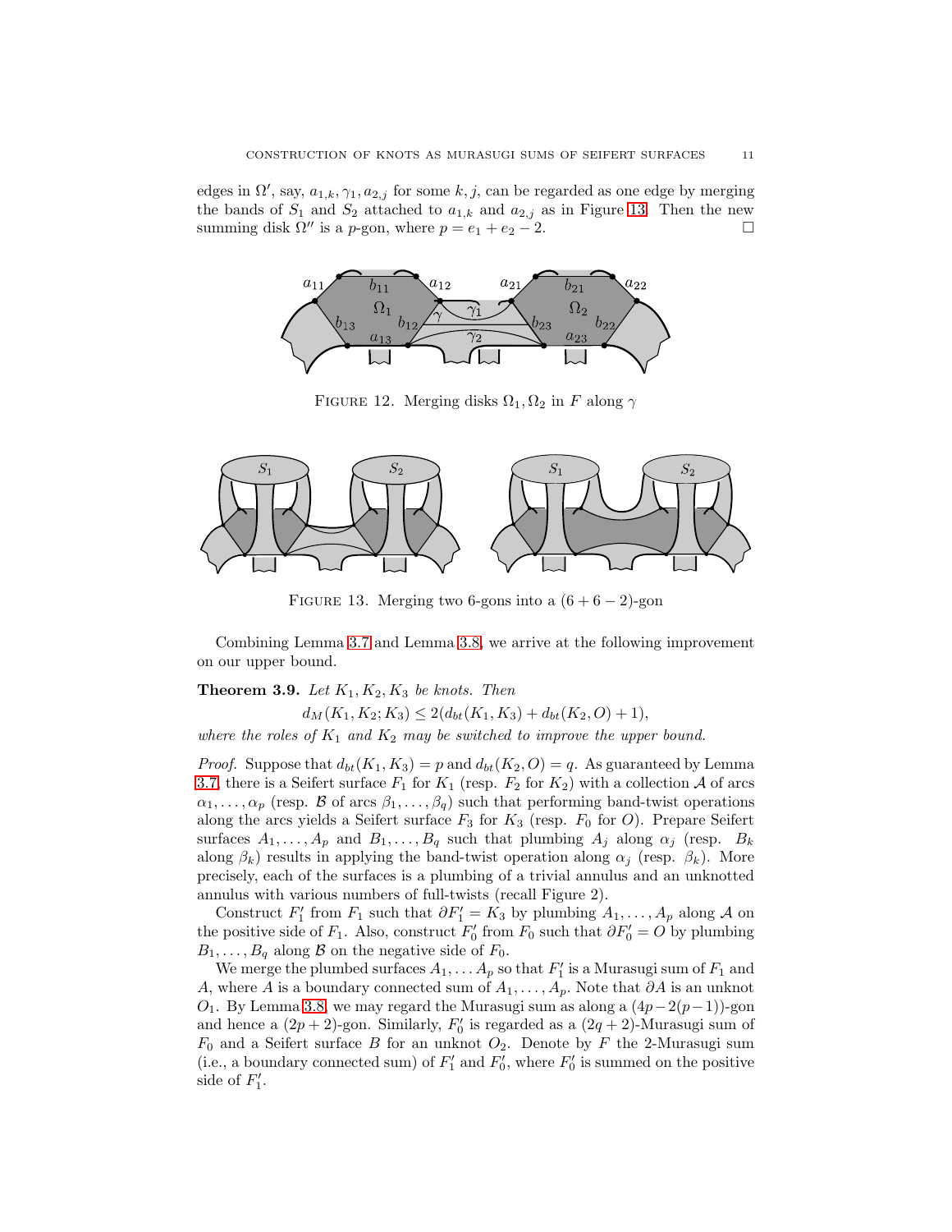edges in $\Omega'$, say, $a_{1,k}, \gamma_1, a_{2,j}$ for some $k, j$, can be regarded as one edge by merging the bands of $S_1$ and $S_2$ attached to $a_{1,k}$ and $a_{2,j}$ as in Figure 13. Then the new summing disk $\Omega''$ is a $p$-gon, where $p = e_1 + e_2 - 2$. □

FIGURE 12. Merging disks $\Omega_1, \Omega_2$ in $F$ along $\gamma$

FIGURE 13. Merging two 6-gons into a $(6+6-2)$-gon

Combining Lemma 3.7 and Lemma 3.8, we arrive at the following improvement on our upper bound.

**Theorem 3.9.** *Let $K_1, K_2, K_3$ be knots. Then*

$$d_M(K_1, K_2; K_3) \leq 2(d_{bt}(K_1, K_3) + d_{bt}(K_2, O) + 1),$$

*where the roles of $K_1$ and $K_2$ may be switched to improve the upper bound.*

*Proof.* Suppose that $d_{bt}(K_1, K_3) = p$ and $d_{bt}(K_2, O) = q$. As guaranteed by Lemma 3.7, there is a Seifert surface $F_1$ for $K_1$ (resp. $F_2$ for $K_2$) with a collection $\mathcal{A}$ of arcs $\alpha_1, \dots, \alpha_p$ (resp. $\mathcal{B}$ of arcs $\beta_1, \dots, \beta_q$) such that performing band-twist operations along the arcs yields a Seifert surface $F_3$ for $K_3$ (resp. $F_0$ for $O$). Prepare Seifert surfaces $A_1, \dots, A_p$ and $B_1, \dots, B_q$ such that plumbing $A_j$ along $\alpha_j$ (resp. $B_k$ along $\beta_k$) results in applying the band-twist operation along $\alpha_j$ (resp. $\beta_k$). More precisely, each of the surfaces is a plumbing of a trivial annulus and an unknotted annulus with various numbers of full-twists (recall Figure 2).

Construct $F_1'$ from $F_1$ such that $\partial F_1' = K_3$ by plumbing $A_1, \dots, A_p$ along $\mathcal{A}$ on the positive side of $F_1$. Also, construct $F_0'$ from $F_0$ such that $\partial F_0' = O$ by plumbing $B_1, \dots, B_q$ along $\mathcal{B}$ on the negative side of $F_0$.

We merge the plumbed surfaces $A_1, \dots A_p$ so that $F_1'$ is a Murasugi sum of $F_1$ and $A$, where $A$ is a boundary connected sum of $A_1, \dots, A_p$. Note that $\partial A$ is an unknot $O_1$. By Lemma 3.8, we may regard the Murasugi sum as along a $(4p - 2(p-1))$-gon and hence a $(2p+2)$-gon. Similarly, $F_0'$ is regarded as a $(2q+2)$-Murasugi sum of $F_0$ and a Seifert surface $B$ for an unknot $O_2$. Denote by $F$ the 2-Murasugi sum (i.e., a boundary connected sum) of $F_1'$ and $F_0'$, where $F_0'$ is summed on the positive side of $F_1'$.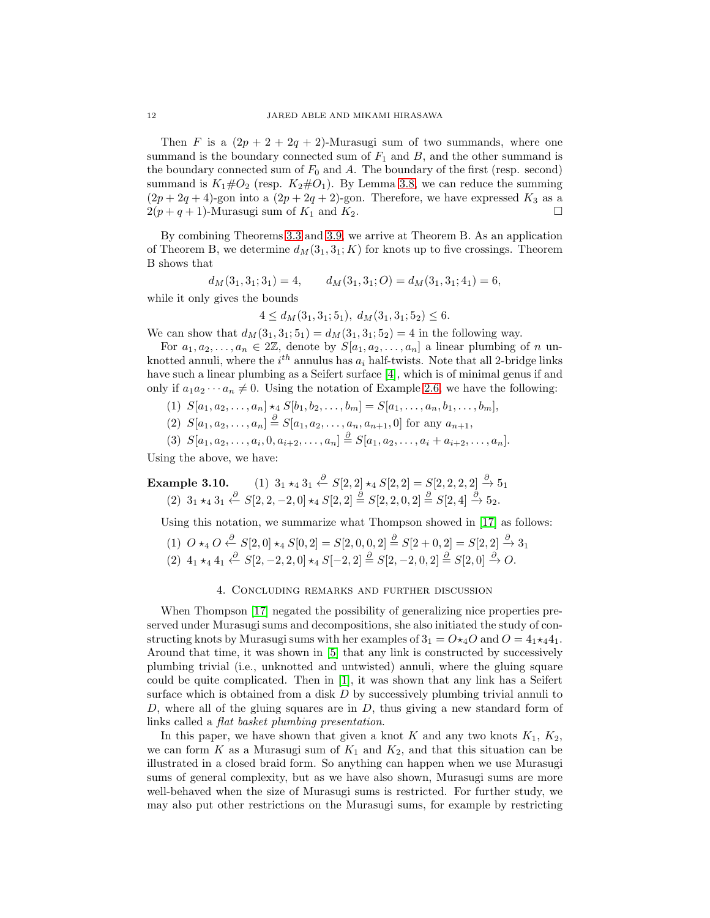Then $F$ is a $(2p+2+2q+2)$-Murasugi sum of two summands, where one summand is the boundary connected sum of $F_1$ and $B$, and the other summand is the boundary connected sum of $F_0$ and $A$. The boundary of the first (resp. second) summand is $K_1\#O_2$ (resp. $K_2\#O_1$). By Lemma 3.8, we can reduce the summing $(2p+2q+4)$-gon into a $(2p+2q+2)$-gon. Therefore, we have expressed $K_3$ as a $2(p+q+1)$-Murasugi sum of $K_1$ and $K_2$. □

By combining Theorems 3.3 and 3.9, we arrive at Theorem B. As an application of Theorem B, we determine $d_M(3_1, 3_1; K)$ for knots up to five crossings. Theorem B shows that

$$d_M(3_1, 3_1; 3_1) = 4, \qquad d_M(3_1, 3_1; O) = d_M(3_1, 3_1; 4_1) = 6,$$

while it only gives the bounds

$$4 \leq d_M(3_1, 3_1; 5_1),\ d_M(3_1, 3_1; 5_2) \leq 6.$$

We can show that $d_M(3_1, 3_1; 5_1) = d_M(3_1, 3_1; 5_2) = 4$ in the following way.

For $a_1, a_2, \ldots, a_n \in 2\mathbb{Z}$, denote by $S[a_1, a_2, \ldots, a_n]$ a linear plumbing of $n$ unknotted annuli, where the $i^{th}$ annulus has $a_i$ half-twists. Note that all 2-bridge links have such a linear plumbing as a Seifert surface [4], which is of minimal genus if and only if $a_1 a_2 \cdots a_n \neq 0$. Using the notation of Example 2.6, we have the following:

1. $S[a_1, a_2, \ldots, a_n] \star_4 S[b_1, b_2, \ldots, b_m] = S[a_1, \ldots, a_n, b_1, \ldots, b_m]$,
2. $S[a_1, a_2, \ldots, a_n] \overset{\partial}{=} S[a_1, a_2, \ldots, a_n, a_{n+1}, 0]$ for any $a_{n+1}$,
3. $S[a_1, a_2, \ldots, a_i, 0, a_{i+2}, \ldots, a_n] \overset{\partial}{=} S[a_1, a_2, \ldots, a_i + a_{i+2}, \ldots, a_n]$.

Using the above, we have:

**Example 3.10.** (1) $3_1 \star_4 3_1 \overset{\partial}{\leftarrow} S[2,2] \star_4 S[2,2] = S[2,2,2,2] \overset{\partial}{\rightarrow} 5_1$

(2) $3_1 \star_4 3_1 \overset{\partial}{\leftarrow} S[2,2,-2,0] \star_4 S[2,2] \overset{\partial}{=} S[2,2,0,2] \overset{\partial}{=} S[2,4] \overset{\partial}{\rightarrow} 5_2$.

Using this notation, we summarize what Thompson showed in [17] as follows:

1. $O \star_4 O \overset{\partial}{\leftarrow} S[2,0] \star_4 S[0,2] = S[2,0,0,2] \overset{\partial}{=} S[2+0,2] = S[2,2] \overset{\partial}{\rightarrow} 3_1$
2. $4_1 \star_4 4_1 \overset{\partial}{\leftarrow} S[2,-2,2,0] \star_4 S[-2,2] \overset{\partial}{=} S[2,-2,0,2] \overset{\partial}{=} S[2,0] \overset{\partial}{\rightarrow} O$.

## 4. Concluding remarks and further discussion

When Thompson [17] negated the possibility of generalizing nice properties preserved under Murasugi sums and decompositions, she also initiated the study of constructing knots by Murasugi sums with her examples of $3_1 = O \star_4 O$ and $O = 4_1 \star_4 4_1$. Around that time, it was shown in [5] that any link is constructed by successively plumbing trivial (i.e., unknotted and untwisted) annuli, where the gluing square could be quite complicated. Then in [1], it was shown that any link has a Seifert surface which is obtained from a disk $D$ by successively plumbing trivial annuli to $D$, where all of the gluing squares are in $D$, thus giving a new standard form of links called a *flat basket plumbing presentation.*

In this paper, we have shown that given a knot $K$ and any two knots $K_1$, $K_2$, we can form $K$ as a Murasugi sum of $K_1$ and $K_2$, and that this situation can be illustrated in a closed braid form. So anything can happen when we use Murasugi sums of general complexity, but as we have also shown, Murasugi sums are more well-behaved when the size of Murasugi sums is restricted. For further study, we may also put other restrictions on the Murasugi sums, for example by restricting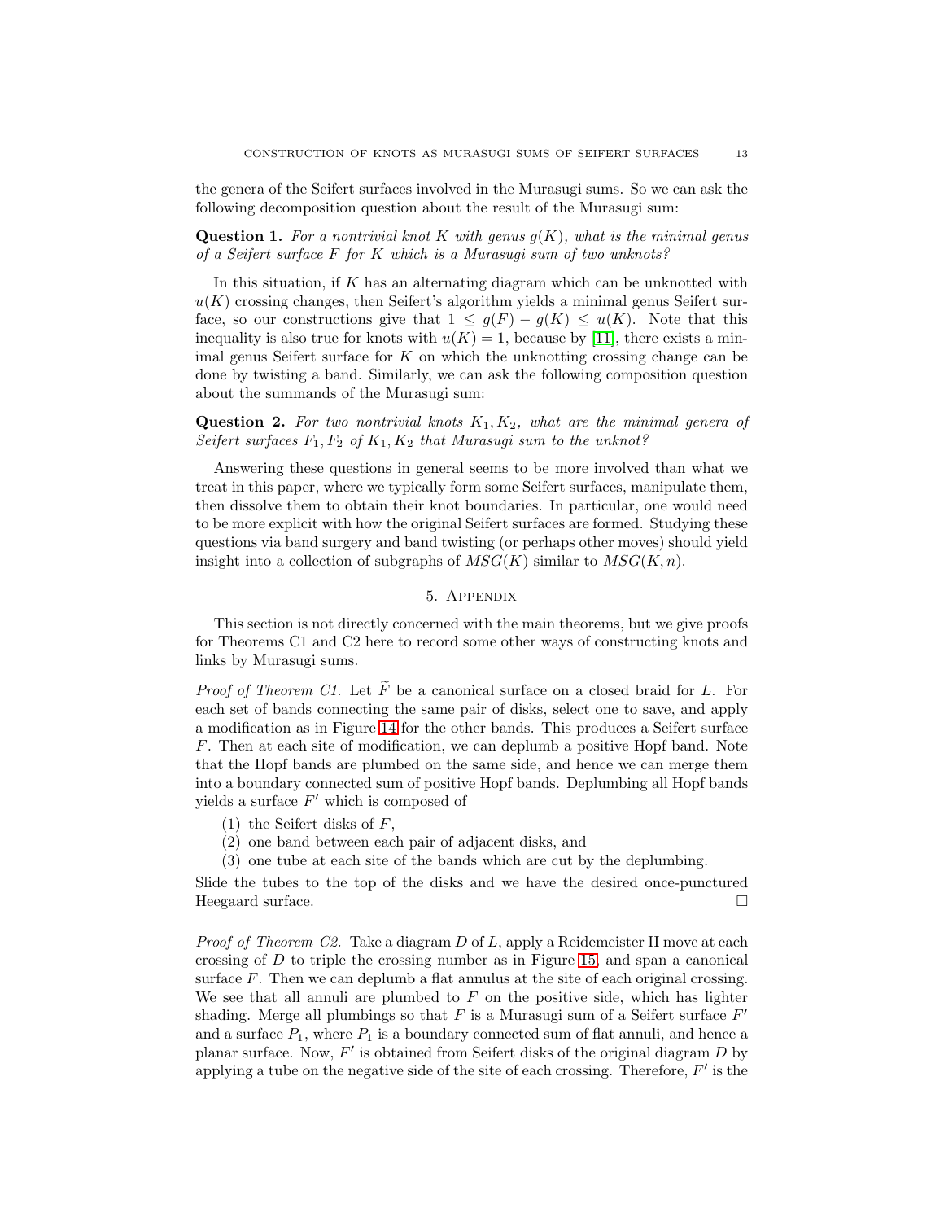the genera of the Seifert surfaces involved in the Murasugi sums. So we can ask the following decomposition question about the result of the Murasugi sum:

**Question 1.** *For a nontrivial knot $K$ with genus $g(K)$, what is the minimal genus of a Seifert surface $F$ for $K$ which is a Murasugi sum of two unknots?*

In this situation, if $K$ has an alternating diagram which can be unknotted with $u(K)$ crossing changes, then Seifert's algorithm yields a minimal genus Seifert surface, so our constructions give that $1 \leq g(F) - g(K) \leq u(K)$. Note that this inequality is also true for knots with $u(K) = 1$, because by [11], there exists a minimal genus Seifert surface for $K$ on which the unknotting crossing change can be done by twisting a band. Similarly, we can ask the following composition question about the summands of the Murasugi sum:

**Question 2.** *For two nontrivial knots $K_1, K_2$, what are the minimal genera of Seifert surfaces $F_1, F_2$ of $K_1, K_2$ that Murasugi sum to the unknot?*

Answering these questions in general seems to be more involved than what we treat in this paper, where we typically form some Seifert surfaces, manipulate them, then dissolve them to obtain their knot boundaries. In particular, one would need to be more explicit with how the original Seifert surfaces are formed. Studying these questions via band surgery and band twisting (or perhaps other moves) should yield insight into a collection of subgraphs of $MSG(K)$ similar to $MSG(K, n)$.

## 5. Appendix

This section is not directly concerned with the main theorems, but we give proofs for Theorems C1 and C2 here to record some other ways of constructing knots and links by Murasugi sums.

*Proof of Theorem C1.* Let $\widetilde{F}$ be a canonical surface on a closed braid for $L$. For each set of bands connecting the same pair of disks, select one to save, and apply a modification as in Figure 14 for the other bands. This produces a Seifert surface $F$. Then at each site of modification, we can deplumb a positive Hopf band. Note that the Hopf bands are plumbed on the same side, and hence we can merge them into a boundary connected sum of positive Hopf bands. Deplumbing all Hopf bands yields a surface $F'$ which is composed of

1. the Seifert disks of $F$,
2. one band between each pair of adjacent disks, and
3. one tube at each site of the bands which are cut by the deplumbing.

Slide the tubes to the top of the disks and we have the desired once-punctured Heegaard surface. □

*Proof of Theorem C2.* Take a diagram $D$ of $L$, apply a Reidemeister II move at each crossing of $D$ to triple the crossing number as in Figure 15, and span a canonical surface $F$. Then we can deplumb a flat annulus at the site of each original crossing. We see that all annuli are plumbed to $F$ on the positive side, which has lighter shading. Merge all plumbings so that $F$ is a Murasugi sum of a Seifert surface $F'$ and a surface $P_1$, where $P_1$ is a boundary connected sum of flat annuli, and hence a planar surface. Now, $F'$ is obtained from Seifert disks of the original diagram $D$ by applying a tube on the negative side of the site of each crossing. Therefore, $F'$ is the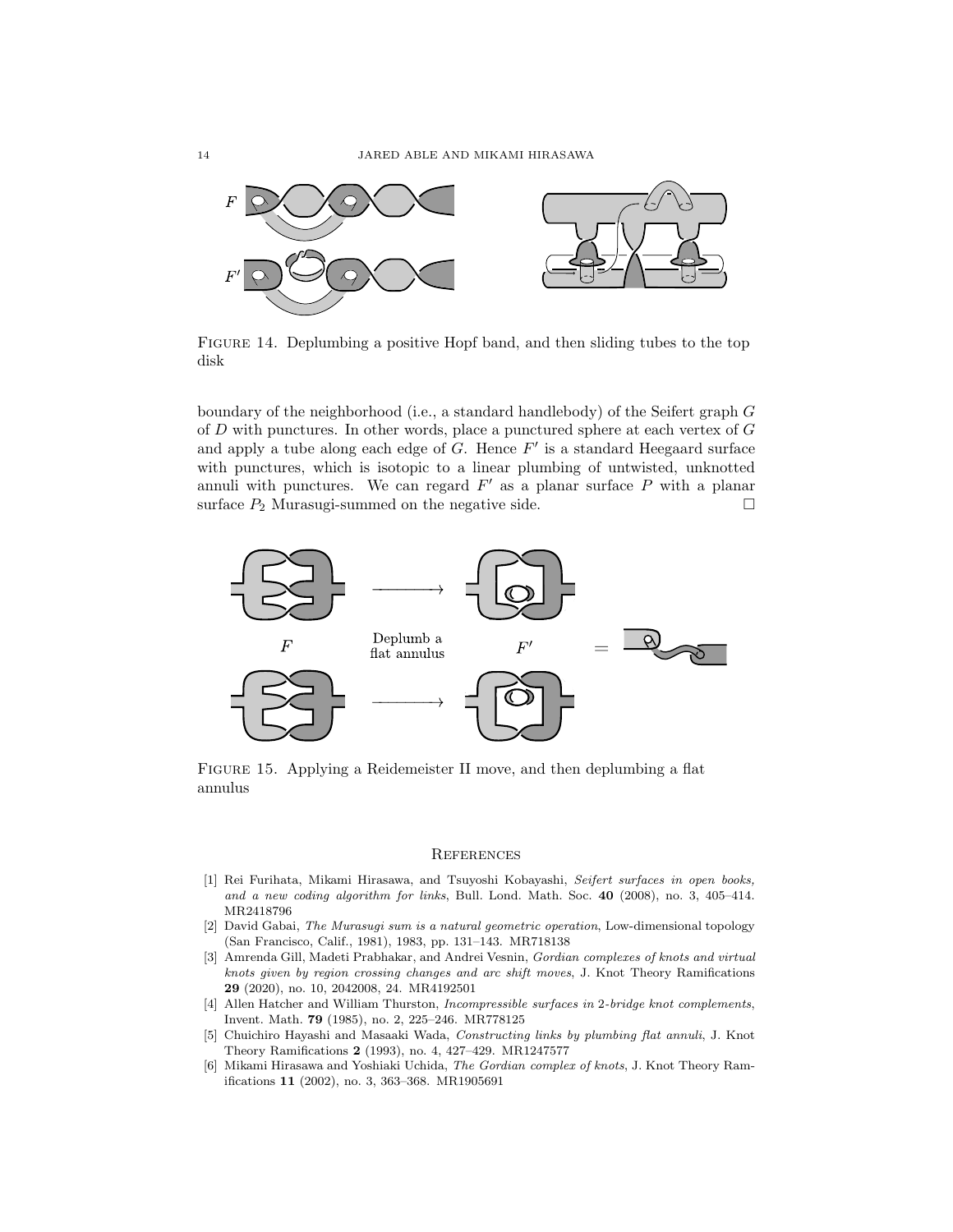FIGURE 14. Deplumbing a positive Hopf band, and then sliding tubes to the top disk

boundary of the neighborhood (i.e., a standard handlebody) of the Seifert graph $G$ of $D$ with punctures. In other words, place a punctured sphere at each vertex of $G$ and apply a tube along each edge of $G$. Hence $F'$ is a standard Heegaard surface with punctures, which is isotopic to a linear plumbing of untwisted, unknotted annuli with punctures. We can regard $F'$ as a planar surface $P$ with a planar surface $P_2$ Murasugi-summed on the negative side. $\square$

FIGURE 15. Applying a Reidemeister II move, and then deplumbing a flat annulus

## References

[1] Rei Furihata, Mikami Hirasawa, and Tsuyoshi Kobayashi, *Seifert surfaces in open books, and a new coding algorithm for links*, Bull. Lond. Math. Soc. **40** (2008), no. 3, 405–414. MR2418796

[2] David Gabai, *The Murasugi sum is a natural geometric operation*, Low-dimensional topology (San Francisco, Calif., 1981), 1983, pp. 131–143. MR718138

[3] Amrenda Gill, Madeti Prabhakar, and Andrei Vesnin, *Gordian complexes of knots and virtual knots given by region crossing changes and arc shift moves*, J. Knot Theory Ramifications **29** (2020), no. 10, 2042008, 24. MR4192501

[4] Allen Hatcher and William Thurston, *Incompressible surfaces in 2-bridge knot complements*, Invent. Math. **79** (1985), no. 2, 225–246. MR778125

[5] Chuichiro Hayashi and Masaaki Wada, *Constructing links by plumbing flat annuli*, J. Knot Theory Ramifications **2** (1993), no. 4, 427–429. MR1247577

[6] Mikami Hirasawa and Yoshiaki Uchida, *The Gordian complex of knots*, J. Knot Theory Ramifications **11** (2002), no. 3, 363–368. MR1905691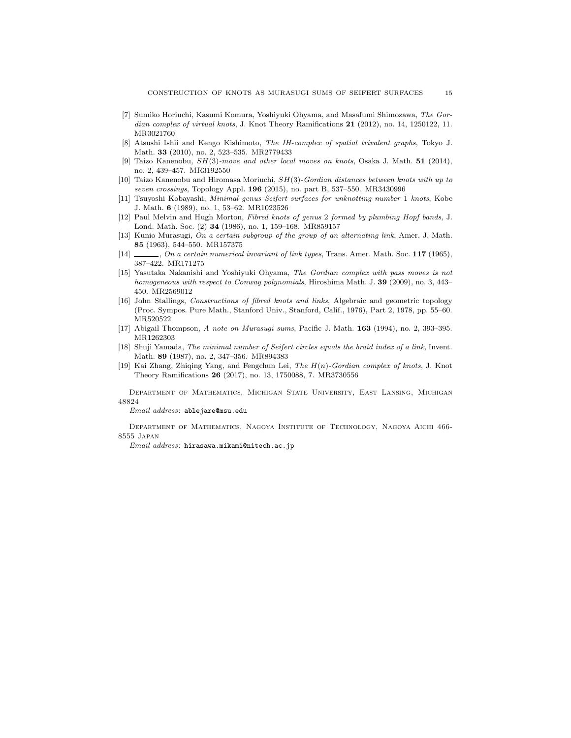[7] Sumiko Horiuchi, Kasumi Komura, Yoshiyuki Ohyama, and Masafumi Shimozawa, *The Gordian complex of virtual knots*, J. Knot Theory Ramifications **21** (2012), no. 14, 1250122, 11. MR3021760

[8] Atsushi Ishii and Kengo Kishimoto, *The IH-complex of spatial trivalent graphs*, Tokyo J. Math. **33** (2010), no. 2, 523–535. MR2779433

[9] Taizo Kanenobu, *$SH(3)$-move and other local moves on knots*, Osaka J. Math. **51** (2014), no. 2, 439–457. MR3192550

[10] Taizo Kanenobu and Hiromasa Moriuchi, *$SH(3)$-Gordian distances between knots with up to seven crossings*, Topology Appl. **196** (2015), no. part B, 537–550. MR3430996

[11] Tsuyoshi Kobayashi, *Minimal genus Seifert surfaces for unknotting number 1 knots*, Kobe J. Math. **6** (1989), no. 1, 53–62. MR1023526

[12] Paul Melvin and Hugh Morton, *Fibred knots of genus 2 formed by plumbing Hopf bands*, J. Lond. Math. Soc. (2) **34** (1986), no. 1, 159–168. MR859157

[13] Kunio Murasugi, *On a certain subgroup of the group of an alternating link*, Amer. J. Math. **85** (1963), 544–550. MR157375

[14] ______, *On a certain numerical invariant of link types*, Trans. Amer. Math. Soc. **117** (1965), 387–422. MR171275

[15] Yasutaka Nakanishi and Yoshiyuki Ohyama, *The Gordian complex with pass moves is not homogeneous with respect to Conway polynomials*, Hiroshima Math. J. **39** (2009), no. 3, 443–450. MR2569012

[16] John Stallings, *Constructions of fibred knots and links*, Algebraic and geometric topology (Proc. Sympos. Pure Math., Stanford Univ., Stanford, Calif., 1976), Part 2, 1978, pp. 55–60. MR520522

[17] Abigail Thompson, *A note on Murasugi sums*, Pacific J. Math. **163** (1994), no. 2, 393–395. MR1262303

[18] Shuji Yamada, *The minimal number of Seifert circles equals the braid index of a link*, Invent. Math. **89** (1987), no. 2, 347–356. MR894383

[19] Kai Zhang, Zhiqing Yang, and Fengchun Lei, *The $H(n)$-Gordian complex of knots*, J. Knot Theory Ramifications **26** (2017), no. 13, 1750088, 7. MR3730556

Department of Mathematics, Michigan State University, East Lansing, Michigan 48824

*Email address*: `ablejare@msu.edu`

Department of Mathematics, Nagoya Institute of Technology, Nagoya Aichi 466-8555 Japan

*Email address*: `hirasawa.mikami@nitech.ac.jp`